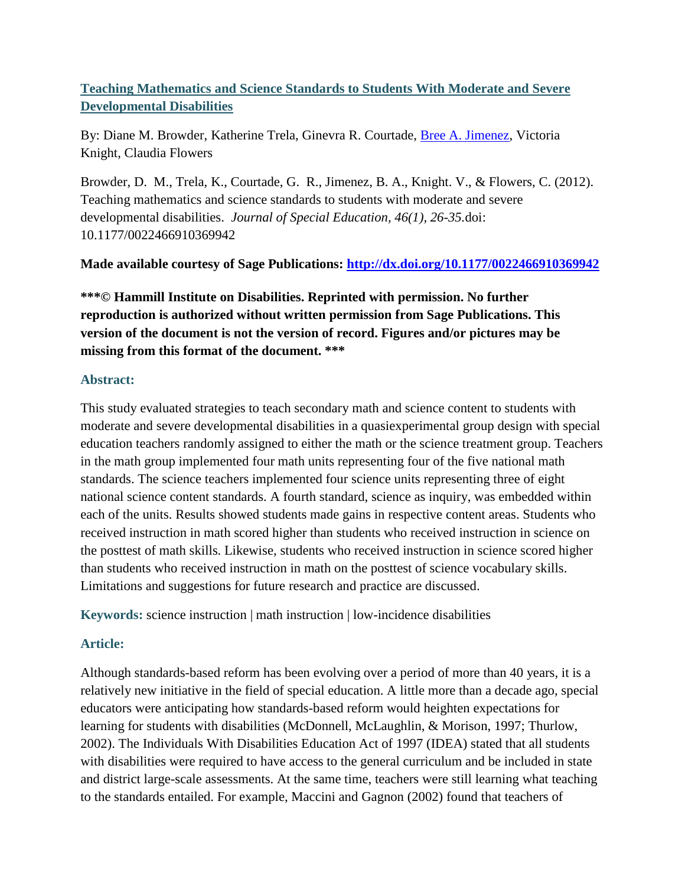# [Teaching Mathematics and Science Standards to Students With Moderate and Severe Developmental Disabilities](#)

By: Diane M. Browder, Katherine Trela, Ginevra R. Courtade, [Bree A. Jimenez](#), Victoria Knight, Claudia Flowers

Browder, D. M., Trela, K., Courtade, G. R., Jimenez, B. A., Knight. V., & Flowers, C. (2012). Teaching mathematics and science standards to students with moderate and severe developmental disabilities. *Journal of Special Education, 46(1), 26-35.*doi: 10.1177/0022466910369942

**Made available courtesy of Sage Publications: [http://dx.doi.org/10.1177/0022466910369942](http://dx.doi.org/10.1177/0022466910369942)**

**\*\*\*© Hammill Institute on Disabilities. Reprinted with permission. No further reproduction is authorized without written permission from Sage Publications. This version of the document is not the version of record. Figures and/or pictures may be missing from this format of the document. \*\*\***

## Abstract:

This study evaluated strategies to teach secondary math and science content to students with moderate and severe developmental disabilities in a quasiexperimental group design with special education teachers randomly assigned to either the math or the science treatment group. Teachers in the math group implemented four math units representing four of the five national math standards. The science teachers implemented four science units representing three of eight national science content standards. A fourth standard, science as inquiry, was embedded within each of the units. Results showed students made gains in respective content areas. Students who received instruction in math scored higher than students who received instruction in science on the posttest of math skills. Likewise, students who received instruction in science scored higher than students who received instruction in math on the posttest of science vocabulary skills. Limitations and suggestions for future research and practice are discussed.

**Keywords:** science instruction | math instruction | low-incidence disabilities

## Article:

Although standards-based reform has been evolving over a period of more than 40 years, it is a relatively new initiative in the field of special education. A little more than a decade ago, special educators were anticipating how standards-based reform would heighten expectations for learning for students with disabilities (McDonnell, McLaughlin, & Morison, 1997; Thurlow, 2002). The Individuals With Disabilities Education Act of 1997 (IDEA) stated that all students with disabilities were required to have access to the general curriculum and be included in state and district large-scale assessments. At the same time, teachers were still learning what teaching to the standards entailed. For example, Maccini and Gagnon (2002) found that teachers of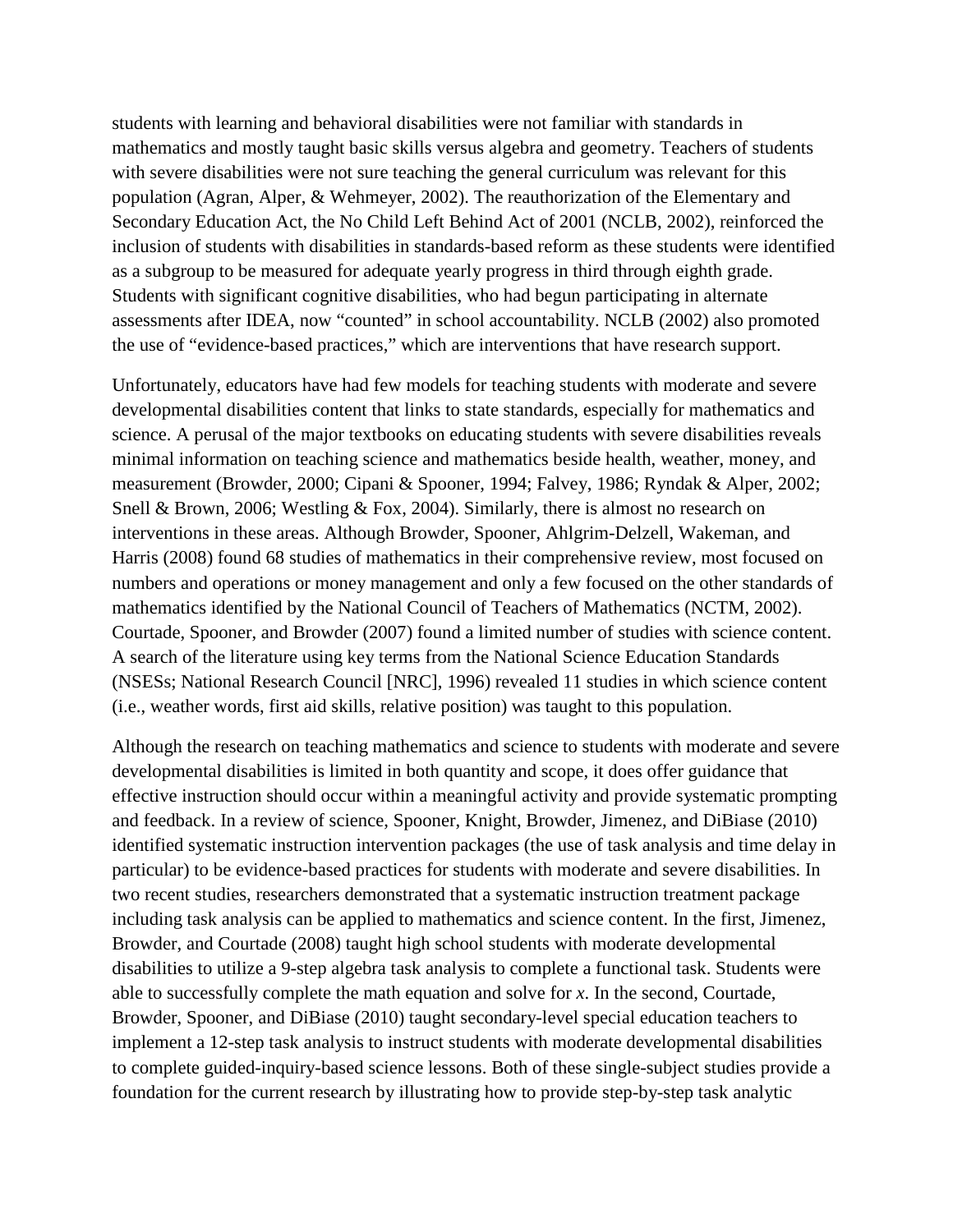students with learning and behavioral disabilities were not familiar with standards in mathematics and mostly taught basic skills versus algebra and geometry. Teachers of students with severe disabilities were not sure teaching the general curriculum was relevant for this population (Agran, Alper, & Wehmeyer, 2002). The reauthorization of the Elementary and Secondary Education Act, the No Child Left Behind Act of 2001 (NCLB, 2002), reinforced the inclusion of students with disabilities in standards-based reform as these students were identified as a subgroup to be measured for adequate yearly progress in third through eighth grade. Students with significant cognitive disabilities, who had begun participating in alternate assessments after IDEA, now "counted" in school accountability. NCLB (2002) also promoted the use of "evidence-based practices," which are interventions that have research support.

Unfortunately, educators have had few models for teaching students with moderate and severe developmental disabilities content that links to state standards, especially for mathematics and science. A perusal of the major textbooks on educating students with severe disabilities reveals minimal information on teaching science and mathematics beside health, weather, money, and measurement (Browder, 2000; Cipani & Spooner, 1994; Falvey, 1986; Ryndak & Alper, 2002; Snell & Brown, 2006; Westling & Fox, 2004). Similarly, there is almost no research on interventions in these areas. Although Browder, Spooner, Ahlgrim-Delzell, Wakeman, and Harris (2008) found 68 studies of mathematics in their comprehensive review, most focused on numbers and operations or money management and only a few focused on the other standards of mathematics identified by the National Council of Teachers of Mathematics (NCTM, 2002). Courtade, Spooner, and Browder (2007) found a limited number of studies with science content. A search of the literature using key terms from the National Science Education Standards (NSESs; National Research Council [NRC], 1996) revealed 11 studies in which science content (i.e., weather words, first aid skills, relative position) was taught to this population.

Although the research on teaching mathematics and science to students with moderate and severe developmental disabilities is limited in both quantity and scope, it does offer guidance that effective instruction should occur within a meaningful activity and provide systematic prompting and feedback. In a review of science, Spooner, Knight, Browder, Jimenez, and DiBiase (2010) identified systematic instruction intervention packages (the use of task analysis and time delay in particular) to be evidence-based practices for students with moderate and severe disabilities. In two recent studies, researchers demonstrated that a systematic instruction treatment package including task analysis can be applied to mathematics and science content. In the first, Jimenez, Browder, and Courtade (2008) taught high school students with moderate developmental disabilities to utilize a 9-step algebra task analysis to complete a functional task. Students were able to successfully complete the math equation and solve for *x*. In the second, Courtade, Browder, Spooner, and DiBiase (2010) taught secondary-level special education teachers to implement a 12-step task analysis to instruct students with moderate developmental disabilities to complete guided-inquiry-based science lessons. Both of these single-subject studies provide a foundation for the current research by illustrating how to provide step-by-step task analytic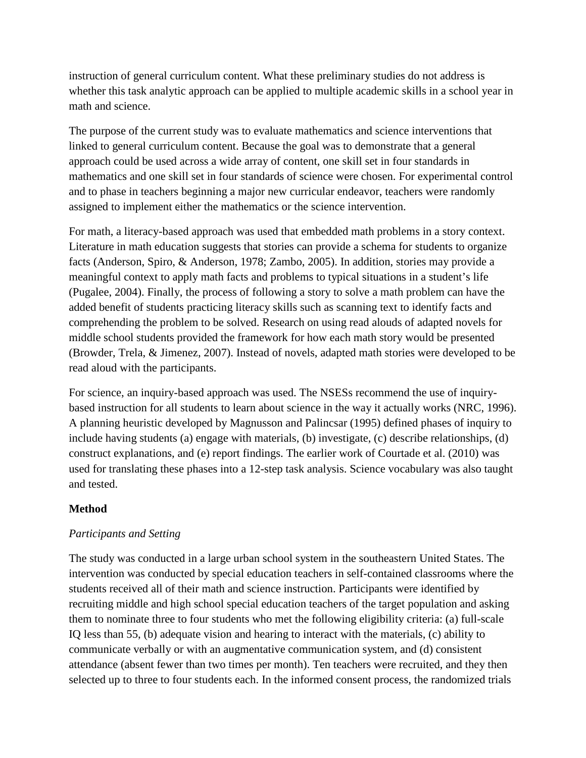instruction of general curriculum content. What these preliminary studies do not address is whether this task analytic approach can be applied to multiple academic skills in a school year in math and science.

The purpose of the current study was to evaluate mathematics and science interventions that linked to general curriculum content. Because the goal was to demonstrate that a general approach could be used across a wide array of content, one skill set in four standards in mathematics and one skill set in four standards of science were chosen. For experimental control and to phase in teachers beginning a major new curricular endeavor, teachers were randomly assigned to implement either the mathematics or the science intervention.

For math, a literacy-based approach was used that embedded math problems in a story context. Literature in math education suggests that stories can provide a schema for students to organize facts (Anderson, Spiro, & Anderson, 1978; Zambo, 2005). In addition, stories may provide a meaningful context to apply math facts and problems to typical situations in a student's life (Pugalee, 2004). Finally, the process of following a story to solve a math problem can have the added benefit of students practicing literacy skills such as scanning text to identify facts and comprehending the problem to be solved. Research on using read alouds of adapted novels for middle school students provided the framework for how each math story would be presented (Browder, Trela, & Jimenez, 2007). Instead of novels, adapted math stories were developed to be read aloud with the participants.

For science, an inquiry-based approach was used. The NSESs recommend the use of inquiry-based instruction for all students to learn about science in the way it actually works (NRC, 1996). A planning heuristic developed by Magnusson and Palincsar (1995) defined phases of inquiry to include having students (a) engage with materials, (b) investigate, (c) describe relationships, (d) construct explanations, and (e) report findings. The earlier work of Courtade et al. (2010) was used for translating these phases into a 12-step task analysis. Science vocabulary was also taught and tested.

## Method

### *Participants and Setting*

The study was conducted in a large urban school system in the southeastern United States. The intervention was conducted by special education teachers in self-contained classrooms where the students received all of their math and science instruction. Participants were identified by recruiting middle and high school special education teachers of the target population and asking them to nominate three to four students who met the following eligibility criteria: (a) full-scale IQ less than 55, (b) adequate vision and hearing to interact with the materials, (c) ability to communicate verbally or with an augmentative communication system, and (d) consistent attendance (absent fewer than two times per month). Ten teachers were recruited, and they then selected up to three to four students each. In the informed consent process, the randomized trials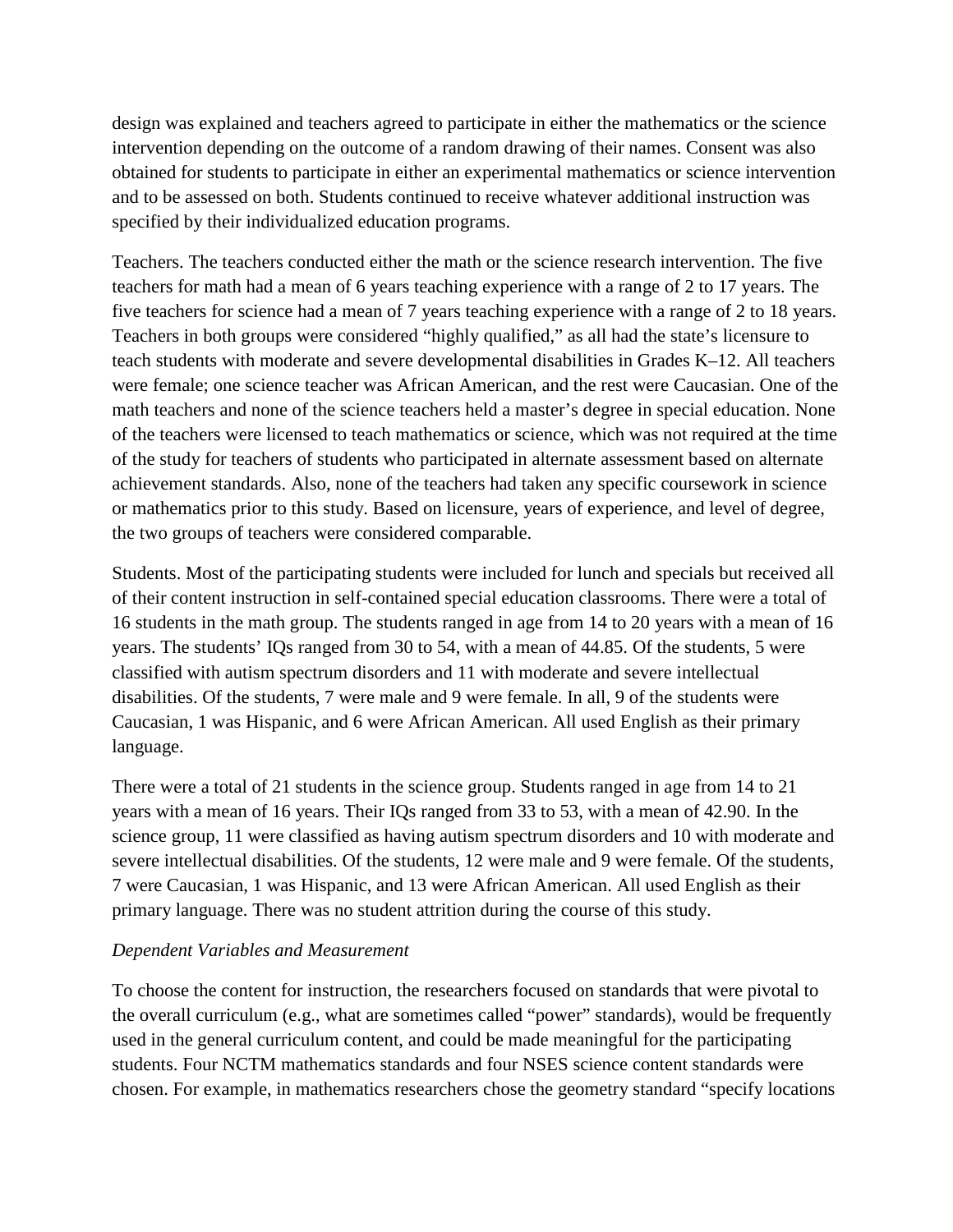design was explained and teachers agreed to participate in either the mathematics or the science intervention depending on the outcome of a random drawing of their names. Consent was also obtained for students to participate in either an experimental mathematics or science intervention and to be assessed on both. Students continued to receive whatever additional instruction was specified by their individualized education programs.

Teachers. The teachers conducted either the math or the science research intervention. The five teachers for math had a mean of 6 years teaching experience with a range of 2 to 17 years. The five teachers for science had a mean of 7 years teaching experience with a range of 2 to 18 years. Teachers in both groups were considered "highly qualified," as all had the state's licensure to teach students with moderate and severe developmental disabilities in Grades K–12. All teachers were female; one science teacher was African American, and the rest were Caucasian. One of the math teachers and none of the science teachers held a master's degree in special education. None of the teachers were licensed to teach mathematics or science, which was not required at the time of the study for teachers of students who participated in alternate assessment based on alternate achievement standards. Also, none of the teachers had taken any specific coursework in science or mathematics prior to this study. Based on licensure, years of experience, and level of degree, the two groups of teachers were considered comparable.

Students. Most of the participating students were included for lunch and specials but received all of their content instruction in self-contained special education classrooms. There were a total of 16 students in the math group. The students ranged in age from 14 to 20 years with a mean of 16 years. The students' IQs ranged from 30 to 54, with a mean of 44.85. Of the students, 5 were classified with autism spectrum disorders and 11 with moderate and severe intellectual disabilities. Of the students, 7 were male and 9 were female. In all, 9 of the students were Caucasian, 1 was Hispanic, and 6 were African American. All used English as their primary language.

There were a total of 21 students in the science group. Students ranged in age from 14 to 21 years with a mean of 16 years. Their IQs ranged from 33 to 53, with a mean of 42.90. In the science group, 11 were classified as having autism spectrum disorders and 10 with moderate and severe intellectual disabilities. Of the students, 12 were male and 9 were female. Of the students, 7 were Caucasian, 1 was Hispanic, and 13 were African American. All used English as their primary language. There was no student attrition during the course of this study.

*Dependent Variables and Measurement*

To choose the content for instruction, the researchers focused on standards that were pivotal to the overall curriculum (e.g., what are sometimes called "power" standards), would be frequently used in the general curriculum content, and could be made meaningful for the participating students. Four NCTM mathematics standards and four NSES science content standards were chosen. For example, in mathematics researchers chose the geometry standard "specify locations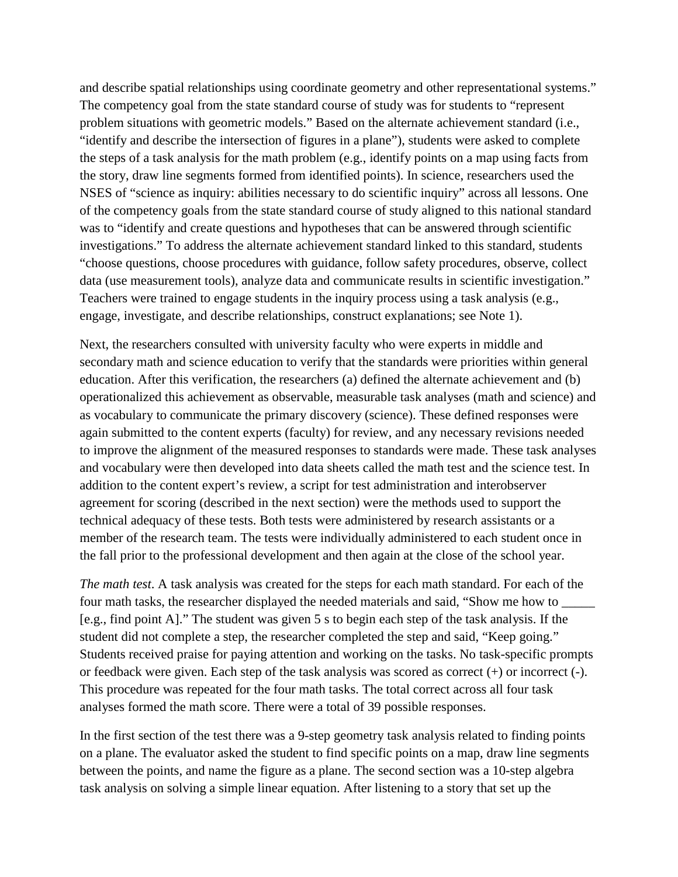and describe spatial relationships using coordinate geometry and other representational systems." The competency goal from the state standard course of study was for students to "represent problem situations with geometric models." Based on the alternate achievement standard (i.e., "identify and describe the intersection of figures in a plane"), students were asked to complete the steps of a task analysis for the math problem (e.g., identify points on a map using facts from the story, draw line segments formed from identified points). In science, researchers used the NSES of "science as inquiry: abilities necessary to do scientific inquiry" across all lessons. One of the competency goals from the state standard course of study aligned to this national standard was to "identify and create questions and hypotheses that can be answered through scientific investigations." To address the alternate achievement standard linked to this standard, students "choose questions, choose procedures with guidance, follow safety procedures, observe, collect data (use measurement tools), analyze data and communicate results in scientific investigation." Teachers were trained to engage students in the inquiry process using a task analysis (e.g., engage, investigate, and describe relationships, construct explanations; see Note 1).

Next, the researchers consulted with university faculty who were experts in middle and secondary math and science education to verify that the standards were priorities within general education. After this verification, the researchers (a) defined the alternate achievement and (b) operationalized this achievement as observable, measurable task analyses (math and science) and as vocabulary to communicate the primary discovery (science). These defined responses were again submitted to the content experts (faculty) for review, and any necessary revisions needed to improve the alignment of the measured responses to standards were made. These task analyses and vocabulary were then developed into data sheets called the math test and the science test. In addition to the content expert's review, a script for test administration and interobserver agreement for scoring (described in the next section) were the methods used to support the technical adequacy of these tests. Both tests were administered by research assistants or a member of the research team. The tests were individually administered to each student once in the fall prior to the professional development and then again at the close of the school year.

*The math test*. A task analysis was created for the steps for each math standard. For each of the four math tasks, the researcher displayed the needed materials and said, "Show me how to _____ [e.g., find point A]." The student was given 5 s to begin each step of the task analysis. If the student did not complete a step, the researcher completed the step and said, "Keep going." Students received praise for paying attention and working on the tasks. No task-specific prompts or feedback were given. Each step of the task analysis was scored as correct (+) or incorrect (-). This procedure was repeated for the four math tasks. The total correct across all four task analyses formed the math score. There were a total of 39 possible responses.

In the first section of the test there was a 9-step geometry task analysis related to finding points on a plane. The evaluator asked the student to find specific points on a map, draw line segments between the points, and name the figure as a plane. The second section was a 10-step algebra task analysis on solving a simple linear equation. After listening to a story that set up the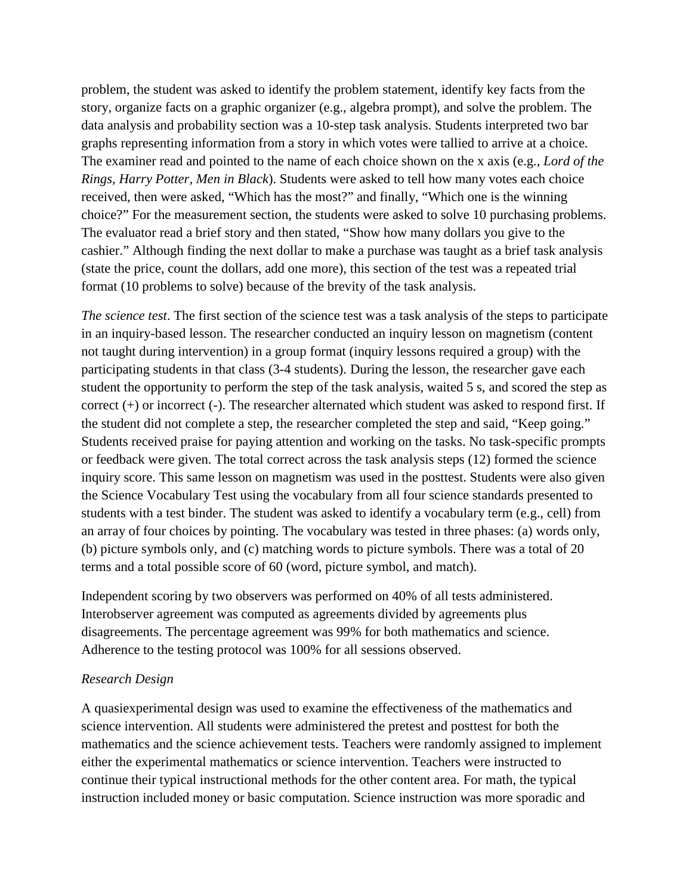problem, the student was asked to identify the problem statement, identify key facts from the story, organize facts on a graphic organizer (e.g., algebra prompt), and solve the problem. The data analysis and probability section was a 10-step task analysis. Students interpreted two bar graphs representing information from a story in which votes were tallied to arrive at a choice. The examiner read and pointed to the name of each choice shown on the x axis (e.g., *Lord of the Rings, Harry Potter, Men in Black*). Students were asked to tell how many votes each choice received, then were asked, "Which has the most?" and finally, "Which one is the winning choice?" For the measurement section, the students were asked to solve 10 purchasing problems. The evaluator read a brief story and then stated, "Show how many dollars you give to the cashier." Although finding the next dollar to make a purchase was taught as a brief task analysis (state the price, count the dollars, add one more), this section of the test was a repeated trial format (10 problems to solve) because of the brevity of the task analysis.

*The science test*. The first section of the science test was a task analysis of the steps to participate in an inquiry-based lesson. The researcher conducted an inquiry lesson on magnetism (content not taught during intervention) in a group format (inquiry lessons required a group) with the participating students in that class (3-4 students). During the lesson, the researcher gave each student the opportunity to perform the step of the task analysis, waited 5 s, and scored the step as correct (+) or incorrect (-). The researcher alternated which student was asked to respond first. If the student did not complete a step, the researcher completed the step and said, "Keep going." Students received praise for paying attention and working on the tasks. No task-specific prompts or feedback were given. The total correct across the task analysis steps (12) formed the science inquiry score. This same lesson on magnetism was used in the posttest. Students were also given the Science Vocabulary Test using the vocabulary from all four science standards presented to students with a test binder. The student was asked to identify a vocabulary term (e.g., cell) from an array of four choices by pointing. The vocabulary was tested in three phases: (a) words only, (b) picture symbols only, and (c) matching words to picture symbols. There was a total of 20 terms and a total possible score of 60 (word, picture symbol, and match).

Independent scoring by two observers was performed on 40% of all tests administered. Interobserver agreement was computed as agreements divided by agreements plus disagreements. The percentage agreement was 99% for both mathematics and science. Adherence to the testing protocol was 100% for all sessions observed.

### *Research Design*

A quasiexperimental design was used to examine the effectiveness of the mathematics and science intervention. All students were administered the pretest and posttest for both the mathematics and the science achievement tests. Teachers were randomly assigned to implement either the experimental mathematics or science intervention. Teachers were instructed to continue their typical instructional methods for the other content area. For math, the typical instruction included money or basic computation. Science instruction was more sporadic and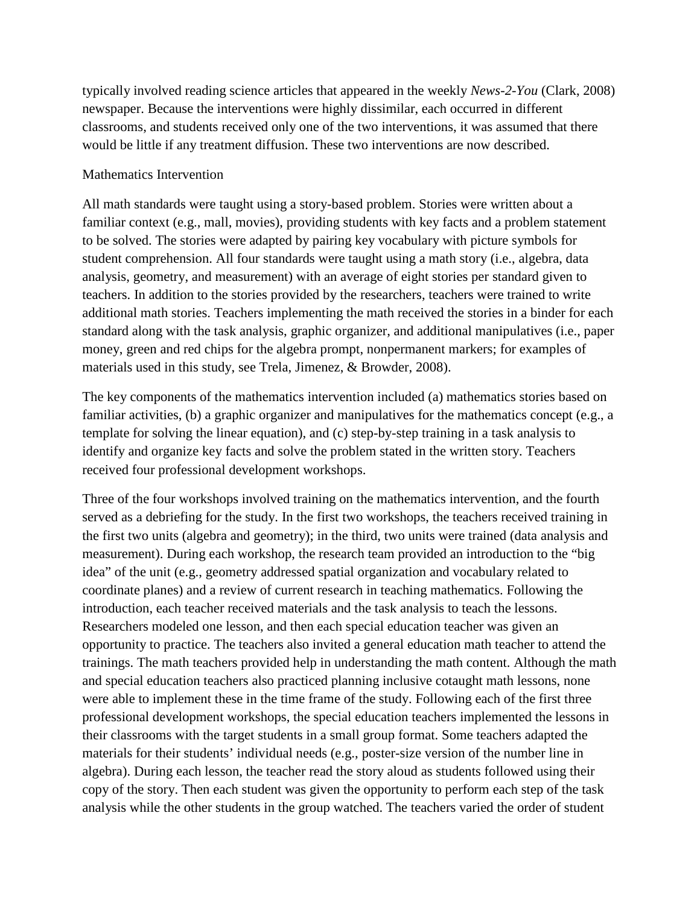typically involved reading science articles that appeared in the weekly *News-2-You* (Clark, 2008) newspaper. Because the interventions were highly dissimilar, each occurred in different classrooms, and students received only one of the two interventions, it was assumed that there would be little if any treatment diffusion. These two interventions are now described.

### Mathematics Intervention

All math standards were taught using a story-based problem. Stories were written about a familiar context (e.g., mall, movies), providing students with key facts and a problem statement to be solved. The stories were adapted by pairing key vocabulary with picture symbols for student comprehension. All four standards were taught using a math story (i.e., algebra, data analysis, geometry, and measurement) with an average of eight stories per standard given to teachers. In addition to the stories provided by the researchers, teachers were trained to write additional math stories. Teachers implementing the math received the stories in a binder for each standard along with the task analysis, graphic organizer, and additional manipulatives (i.e., paper money, green and red chips for the algebra prompt, nonpermanent markers; for examples of materials used in this study, see Trela, Jimenez, & Browder, 2008).

The key components of the mathematics intervention included (a) mathematics stories based on familiar activities, (b) a graphic organizer and manipulatives for the mathematics concept (e.g., a template for solving the linear equation), and (c) step-by-step training in a task analysis to identify and organize key facts and solve the problem stated in the written story. Teachers received four professional development workshops.

Three of the four workshops involved training on the mathematics intervention, and the fourth served as a debriefing for the study. In the first two workshops, the teachers received training in the first two units (algebra and geometry); in the third, two units were trained (data analysis and measurement). During each workshop, the research team provided an introduction to the "big idea" of the unit (e.g., geometry addressed spatial organization and vocabulary related to coordinate planes) and a review of current research in teaching mathematics. Following the introduction, each teacher received materials and the task analysis to teach the lessons. Researchers modeled one lesson, and then each special education teacher was given an opportunity to practice. The teachers also invited a general education math teacher to attend the trainings. The math teachers provided help in understanding the math content. Although the math and special education teachers also practiced planning inclusive cotaught math lessons, none were able to implement these in the time frame of the study. Following each of the first three professional development workshops, the special education teachers implemented the lessons in their classrooms with the target students in a small group format. Some teachers adapted the materials for their students' individual needs (e.g., poster-size version of the number line in algebra). During each lesson, the teacher read the story aloud as students followed using their copy of the story. Then each student was given the opportunity to perform each step of the task analysis while the other students in the group watched. The teachers varied the order of student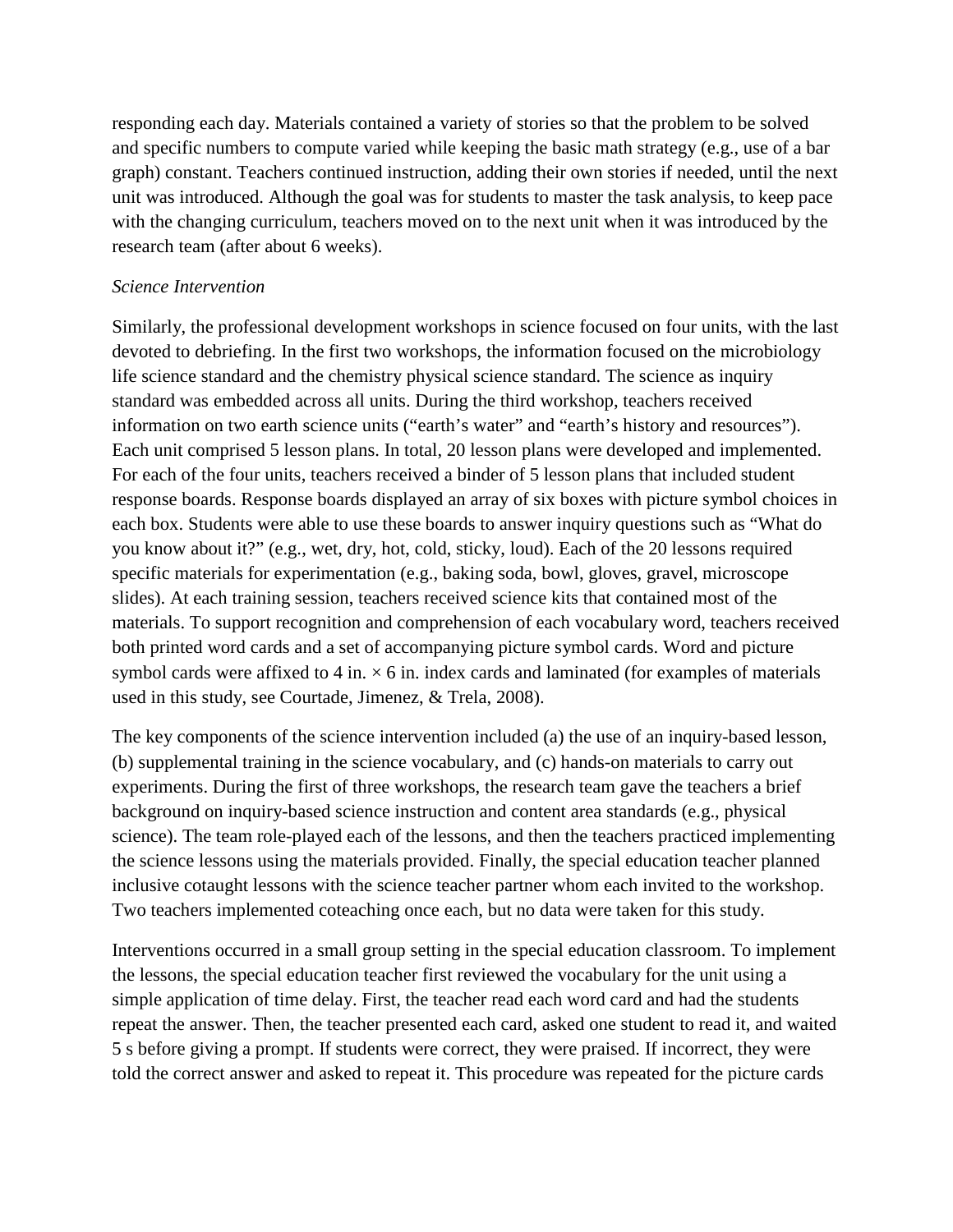responding each day. Materials contained a variety of stories so that the problem to be solved and specific numbers to compute varied while keeping the basic math strategy (e.g., use of a bar graph) constant. Teachers continued instruction, adding their own stories if needed, until the next unit was introduced. Although the goal was for students to master the task analysis, to keep pace with the changing curriculum, teachers moved on to the next unit when it was introduced by the research team (after about 6 weeks).

*Science Intervention*

Similarly, the professional development workshops in science focused on four units, with the last devoted to debriefing. In the first two workshops, the information focused on the microbiology life science standard and the chemistry physical science standard. The science as inquiry standard was embedded across all units. During the third workshop, teachers received information on two earth science units ("earth's water" and "earth's history and resources"). Each unit comprised 5 lesson plans. In total, 20 lesson plans were developed and implemented. For each of the four units, teachers received a binder of 5 lesson plans that included student response boards. Response boards displayed an array of six boxes with picture symbol choices in each box. Students were able to use these boards to answer inquiry questions such as "What do you know about it?" (e.g., wet, dry, hot, cold, sticky, loud). Each of the 20 lessons required specific materials for experimentation (e.g., baking soda, bowl, gloves, gravel, microscope slides). At each training session, teachers received science kits that contained most of the materials. To support recognition and comprehension of each vocabulary word, teachers received both printed word cards and a set of accompanying picture symbol cards. Word and picture symbol cards were affixed to 4 in. × 6 in. index cards and laminated (for examples of materials used in this study, see Courtade, Jimenez, & Trela, 2008).

The key components of the science intervention included (a) the use of an inquiry-based lesson, (b) supplemental training in the science vocabulary, and (c) hands-on materials to carry out experiments. During the first of three workshops, the research team gave the teachers a brief background on inquiry-based science instruction and content area standards (e.g., physical science). The team role-played each of the lessons, and then the teachers practiced implementing the science lessons using the materials provided. Finally, the special education teacher planned inclusive cotaught lessons with the science teacher partner whom each invited to the workshop. Two teachers implemented coteaching once each, but no data were taken for this study.

Interventions occurred in a small group setting in the special education classroom. To implement the lessons, the special education teacher first reviewed the vocabulary for the unit using a simple application of time delay. First, the teacher read each word card and had the students repeat the answer. Then, the teacher presented each card, asked one student to read it, and waited 5 s before giving a prompt. If students were correct, they were praised. If incorrect, they were told the correct answer and asked to repeat it. This procedure was repeated for the picture cards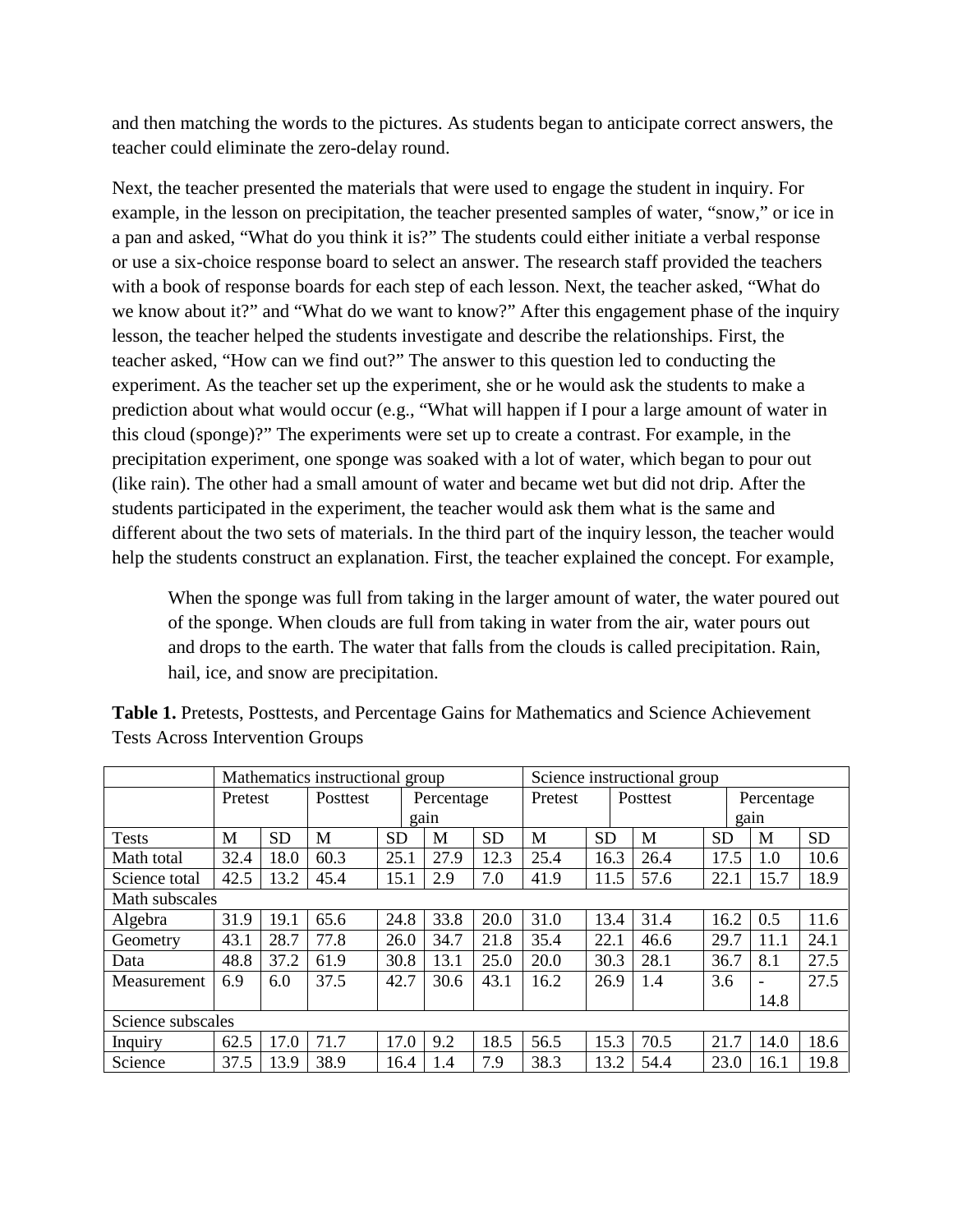and then matching the words to the pictures. As students began to anticipate correct answers, the teacher could eliminate the zero-delay round.

Next, the teacher presented the materials that were used to engage the student in inquiry. For example, in the lesson on precipitation, the teacher presented samples of water, “snow,” or ice in a pan and asked, “What do you think it is?” The students could either initiate a verbal response or use a six-choice response board to select an answer. The research staff provided the teachers with a book of response boards for each step of each lesson. Next, the teacher asked, “What do we know about it?” and “What do we want to know?” After this engagement phase of the inquiry lesson, the teacher helped the students investigate and describe the relationships. First, the teacher asked, “How can we find out?” The answer to this question led to conducting the experiment. As the teacher set up the experiment, she or he would ask the students to make a prediction about what would occur (e.g., “What will happen if I pour a large amount of water in this cloud (sponge)?” The experiments were set up to create a contrast. For example, in the precipitation experiment, one sponge was soaked with a lot of water, which began to pour out (like rain). The other had a small amount of water and became wet but did not drip. After the students participated in the experiment, the teacher would ask them what is the same and different about the two sets of materials. In the third part of the inquiry lesson, the teacher would help the students construct an explanation. First, the teacher explained the concept. For example,

> When the sponge was full from taking in the larger amount of water, the water poured out of the sponge. When clouds are full from taking in water from the air, water pours out and drops to the earth. The water that falls from the clouds is called precipitation. Rain, hail, ice, and snow are precipitation.

**Table 1.** Pretests, Posttests, and Percentage Gains for Mathematics and Science Achievement Tests Across Intervention Groups

| | Mathematics instructional group | | | | | | Science instructional group | | | | | |
|---|---|---|---|---|---|---|---|---|---|---|---|---|
| | Pretest | | Posttest | | Percentage gain | | Pretest | | Posttest | | Percentage gain | |
| Tests | M | SD | M | SD | M | SD | M | SD | M | SD | M | SD |
| Math total | 32.4 | 18.0 | 60.3 | 25.1 | 27.9 | 12.3 | 25.4 | 16.3 | 26.4 | 17.5 | 1.0 | 10.6 |
| Science total | 42.5 | 13.2 | 45.4 | 15.1 | 2.9 | 7.0 | 41.9 | 11.5 | 57.6 | 22.1 | 15.7 | 18.9 |
| Math subscales | | | | | | | | | | | | |
| Algebra | 31.9 | 19.1 | 65.6 | 24.8 | 33.8 | 20.0 | 31.0 | 13.4 | 31.4 | 16.2 | 0.5 | 11.6 |
| Geometry | 43.1 | 28.7 | 77.8 | 26.0 | 34.7 | 21.8 | 35.4 | 22.1 | 46.6 | 29.7 | 11.1 | 24.1 |
| Data | 48.8 | 37.2 | 61.9 | 30.8 | 13.1 | 25.0 | 20.0 | 30.3 | 28.1 | 36.7 | 8.1 | 27.5 |
| Measurement | 6.9 | 6.0 | 37.5 | 42.7 | 30.6 | 43.1 | 16.2 | 26.9 | 1.4 | 3.6 | -14.8 | 27.5 |
| Science subscales | | | | | | | | | | | | |
| Inquiry | 62.5 | 17.0 | 71.7 | 17.0 | 9.2 | 18.5 | 56.5 | 15.3 | 70.5 | 21.7 | 14.0 | 18.6 |
| Science | 37.5 | 13.9 | 38.9 | 16.4 | 1.4 | 7.9 | 38.3 | 13.2 | 54.4 | 23.0 | 16.1 | 19.8 |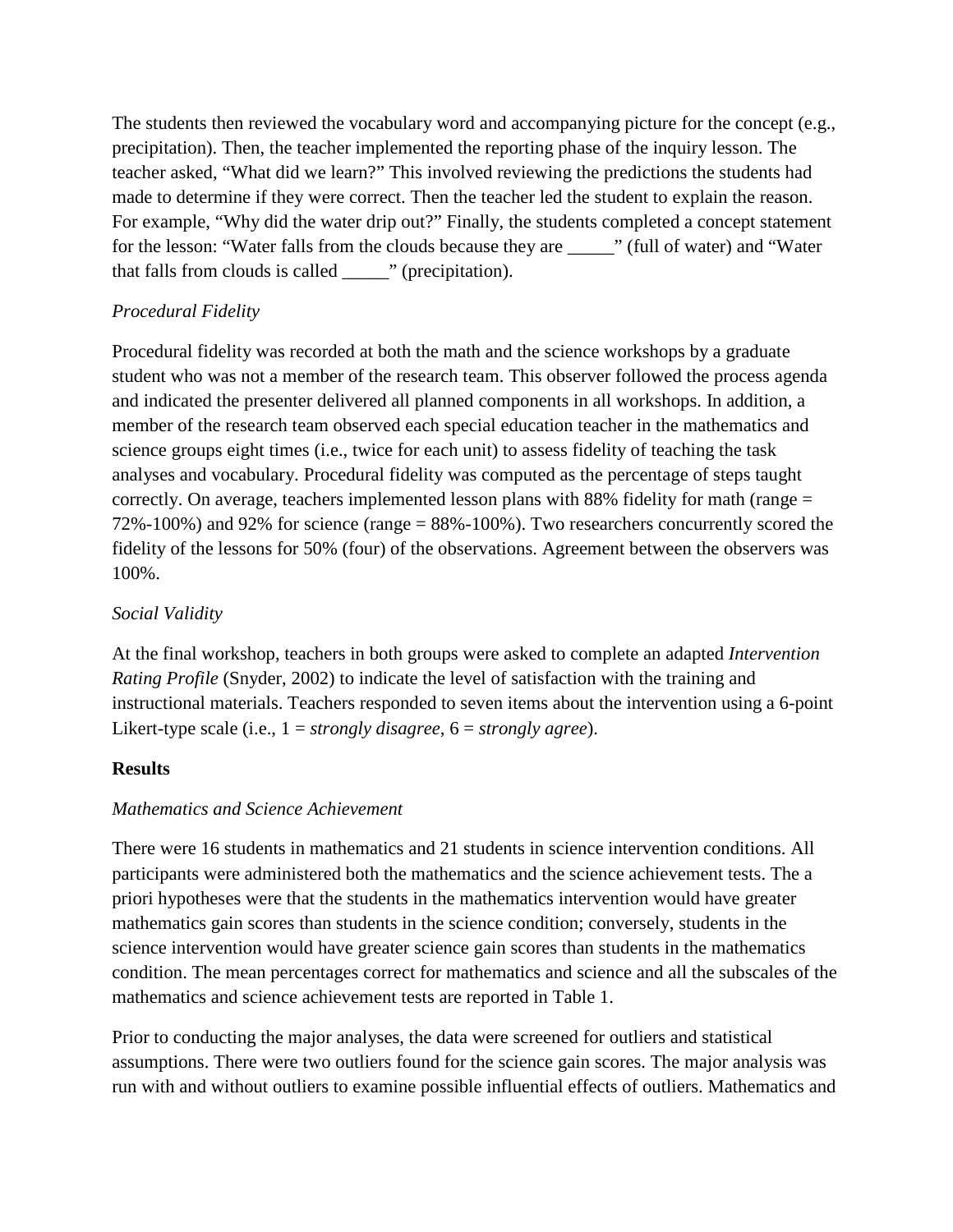The students then reviewed the vocabulary word and accompanying picture for the concept (e.g., precipitation). Then, the teacher implemented the reporting phase of the inquiry lesson. The teacher asked, "What did we learn?" This involved reviewing the predictions the students had made to determine if they were correct. Then the teacher led the student to explain the reason. For example, "Why did the water drip out?" Finally, the students completed a concept statement for the lesson: "Water falls from the clouds because they are _____" (full of water) and "Water that falls from clouds is called _____" (precipitation).

### *Procedural Fidelity*

Procedural fidelity was recorded at both the math and the science workshops by a graduate student who was not a member of the research team. This observer followed the process agenda and indicated the presenter delivered all planned components in all workshops. In addition, a member of the research team observed each special education teacher in the mathematics and science groups eight times (i.e., twice for each unit) to assess fidelity of teaching the task analyses and vocabulary. Procedural fidelity was computed as the percentage of steps taught correctly. On average, teachers implemented lesson plans with 88% fidelity for math (range = 72%-100%) and 92% for science (range = 88%-100%). Two researchers concurrently scored the fidelity of the lessons for 50% (four) of the observations. Agreement between the observers was 100%.

### *Social Validity*

At the final workshop, teachers in both groups were asked to complete an adapted *Intervention Rating Profile* (Snyder, 2002) to indicate the level of satisfaction with the training and instructional materials. Teachers responded to seven items about the intervention using a 6-point Likert-type scale (i.e., 1 = *strongly disagree*, 6 = *strongly agree*).

## **Results**

### *Mathematics and Science Achievement*

There were 16 students in mathematics and 21 students in science intervention conditions. All participants were administered both the mathematics and the science achievement tests. The a priori hypotheses were that the students in the mathematics intervention would have greater mathematics gain scores than students in the science condition; conversely, students in the science intervention would have greater science gain scores than students in the mathematics condition. The mean percentages correct for mathematics and science and all the subscales of the mathematics and science achievement tests are reported in Table 1.

Prior to conducting the major analyses, the data were screened for outliers and statistical assumptions. There were two outliers found for the science gain scores. The major analysis was run with and without outliers to examine possible influential effects of outliers. Mathematics and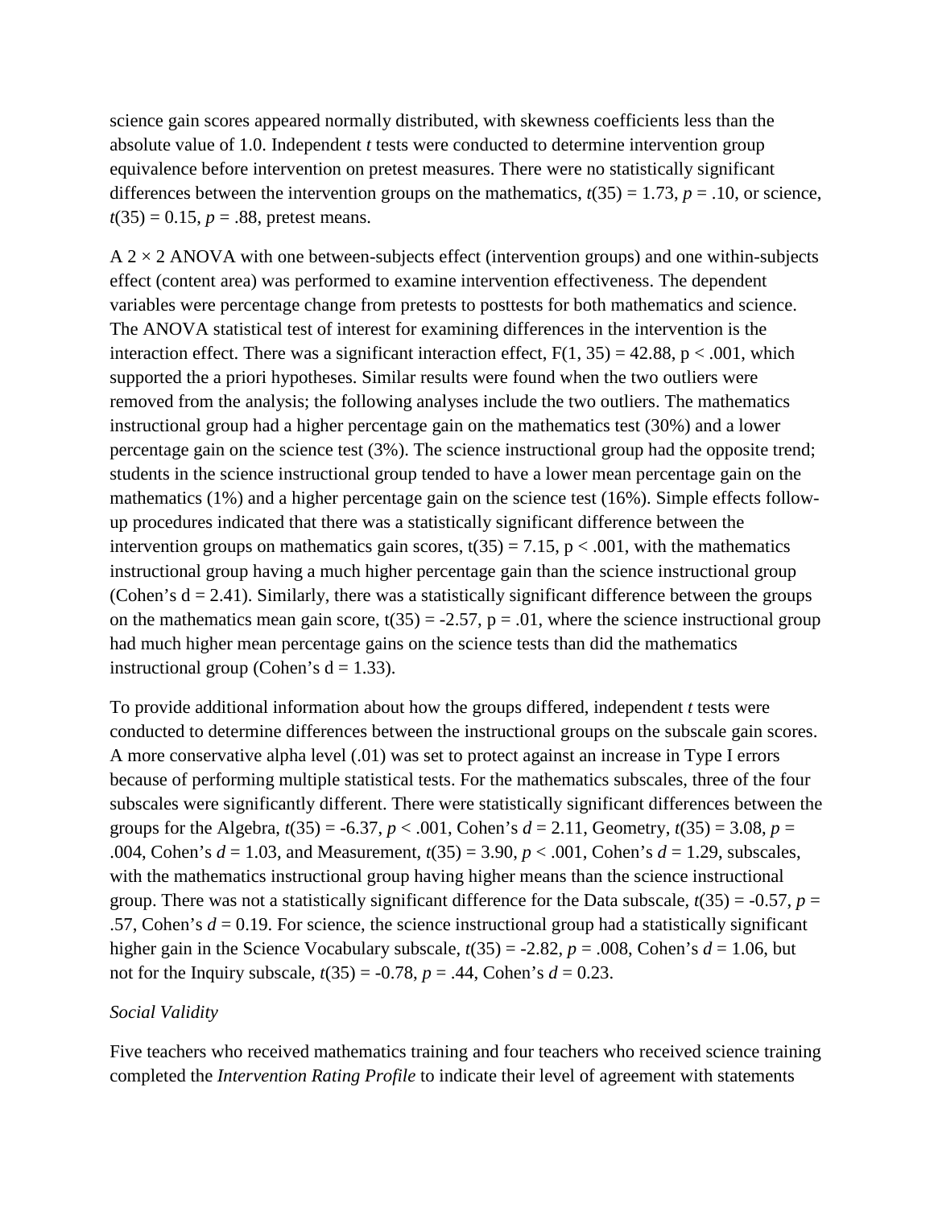science gain scores appeared normally distributed, with skewness coefficients less than the absolute value of 1.0. Independent *t* tests were conducted to determine intervention group equivalence before intervention on pretest measures. There were no statistically significant differences between the intervention groups on the mathematics, $t(35) = 1.73$, $p = .10$, or science, $t(35) = 0.15$, $p = .88$, pretest means.

A 2 × 2 ANOVA with one between-subjects effect (intervention groups) and one within-subjects effect (content area) was performed to examine intervention effectiveness. The dependent variables were percentage change from pretests to posttests for both mathematics and science. The ANOVA statistical test of interest for examining differences in the intervention is the interaction effect. There was a significant interaction effect, $F(1, 35) = 42.88$, $p < .001$, which supported the a priori hypotheses. Similar results were found when the two outliers were removed from the analysis; the following analyses include the two outliers. The mathematics instructional group had a higher percentage gain on the mathematics test (30%) and a lower percentage gain on the science test (3%). The science instructional group had the opposite trend; students in the science instructional group tended to have a lower mean percentage gain on the mathematics (1%) and a higher percentage gain on the science test (16%). Simple effects follow-up procedures indicated that there was a statistically significant difference between the intervention groups on mathematics gain scores, $t(35) = 7.15$, $p < .001$, with the mathematics instructional group having a much higher percentage gain than the science instructional group (Cohen's $d = 2.41$). Similarly, there was a statistically significant difference between the groups on the mathematics mean gain score, $t(35) = -2.57$, $p = .01$, where the science instructional group had much higher mean percentage gains on the science tests than did the mathematics instructional group (Cohen's $d = 1.33$).

To provide additional information about how the groups differed, independent *t* tests were conducted to determine differences between the instructional groups on the subscale gain scores. A more conservative alpha level (.01) was set to protect against an increase in Type I errors because of performing multiple statistical tests. For the mathematics subscales, three of the four subscales were significantly different. There were statistically significant differences between the groups for the Algebra, $t(35) = -6.37$, $p < .001$, Cohen's $d = 2.11$, Geometry, $t(35) = 3.08$, $p = .004$, Cohen's $d = 1.03$, and Measurement, $t(35) = 3.90$, $p < .001$, Cohen's $d = 1.29$, subscales, with the mathematics instructional group having higher means than the science instructional group. There was not a statistically significant difference for the Data subscale, $t(35) = -0.57$, $p = .57$, Cohen's $d = 0.19$. For science, the science instructional group had a statistically significant higher gain in the Science Vocabulary subscale, $t(35) = -2.82$, $p = .008$, Cohen's $d = 1.06$, but not for the Inquiry subscale, $t(35) = -0.78$, $p = .44$, Cohen's $d = 0.23$.

*Social Validity*

Five teachers who received mathematics training and four teachers who received science training completed the *Intervention Rating Profile* to indicate their level of agreement with statements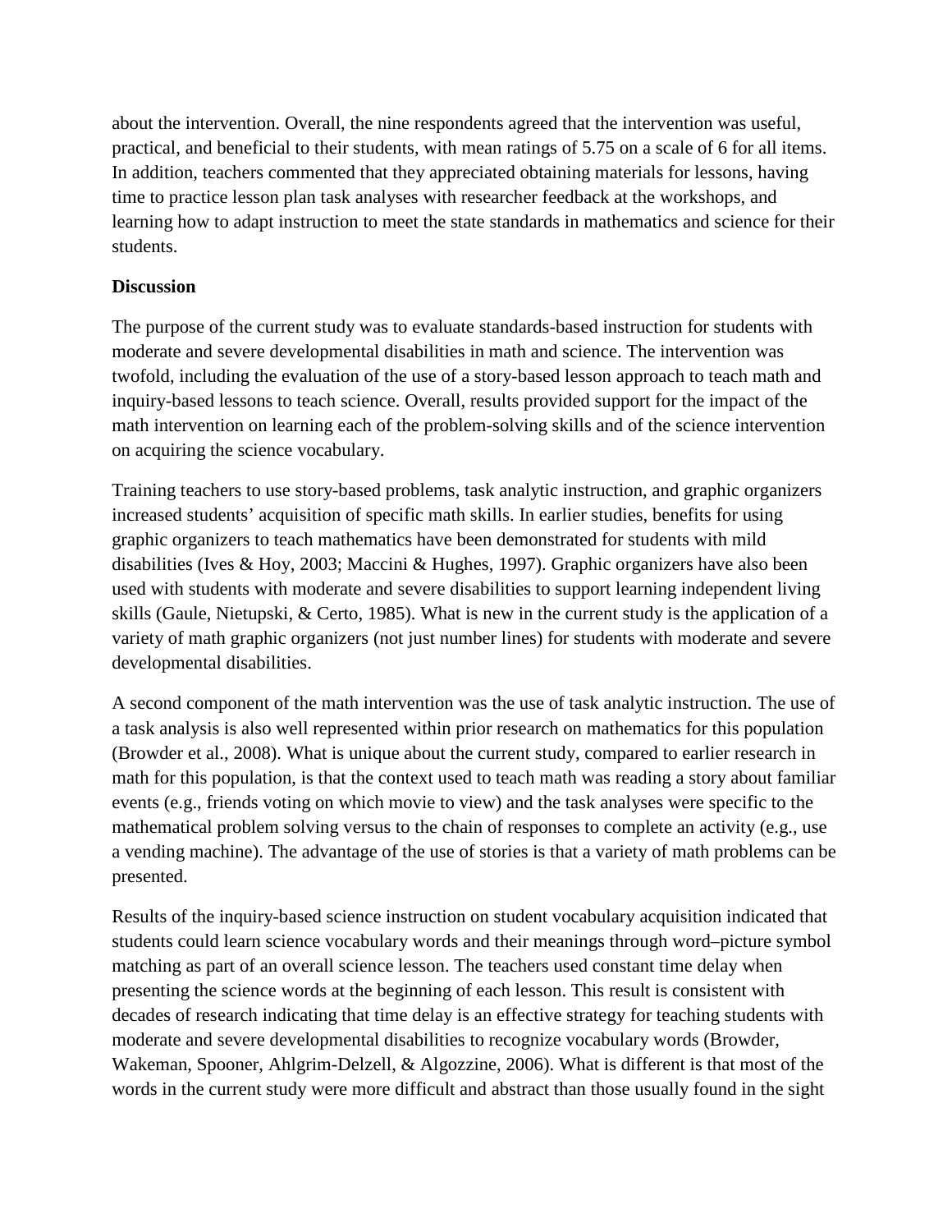about the intervention. Overall, the nine respondents agreed that the intervention was useful, practical, and beneficial to their students, with mean ratings of 5.75 on a scale of 6 for all items. In addition, teachers commented that they appreciated obtaining materials for lessons, having time to practice lesson plan task analyses with researcher feedback at the workshops, and learning how to adapt instruction to meet the state standards in mathematics and science for their students.

## Discussion

The purpose of the current study was to evaluate standards-based instruction for students with moderate and severe developmental disabilities in math and science. The intervention was twofold, including the evaluation of the use of a story-based lesson approach to teach math and inquiry-based lessons to teach science. Overall, results provided support for the impact of the math intervention on learning each of the problem-solving skills and of the science intervention on acquiring the science vocabulary.

Training teachers to use story-based problems, task analytic instruction, and graphic organizers increased students' acquisition of specific math skills. In earlier studies, benefits for using graphic organizers to teach mathematics have been demonstrated for students with mild disabilities (Ives & Hoy, 2003; Maccini & Hughes, 1997). Graphic organizers have also been used with students with moderate and severe disabilities to support learning independent living skills (Gaule, Nietupski, & Certo, 1985). What is new in the current study is the application of a variety of math graphic organizers (not just number lines) for students with moderate and severe developmental disabilities.

A second component of the math intervention was the use of task analytic instruction. The use of a task analysis is also well represented within prior research on mathematics for this population (Browder et al., 2008). What is unique about the current study, compared to earlier research in math for this population, is that the context used to teach math was reading a story about familiar events (e.g., friends voting on which movie to view) and the task analyses were specific to the mathematical problem solving versus to the chain of responses to complete an activity (e.g., use a vending machine). The advantage of the use of stories is that a variety of math problems can be presented.

Results of the inquiry-based science instruction on student vocabulary acquisition indicated that students could learn science vocabulary words and their meanings through word–picture symbol matching as part of an overall science lesson. The teachers used constant time delay when presenting the science words at the beginning of each lesson. This result is consistent with decades of research indicating that time delay is an effective strategy for teaching students with moderate and severe developmental disabilities to recognize vocabulary words (Browder, Wakeman, Spooner, Ahlgrim-Delzell, & Algozzine, 2006). What is different is that most of the words in the current study were more difficult and abstract than those usually found in the sight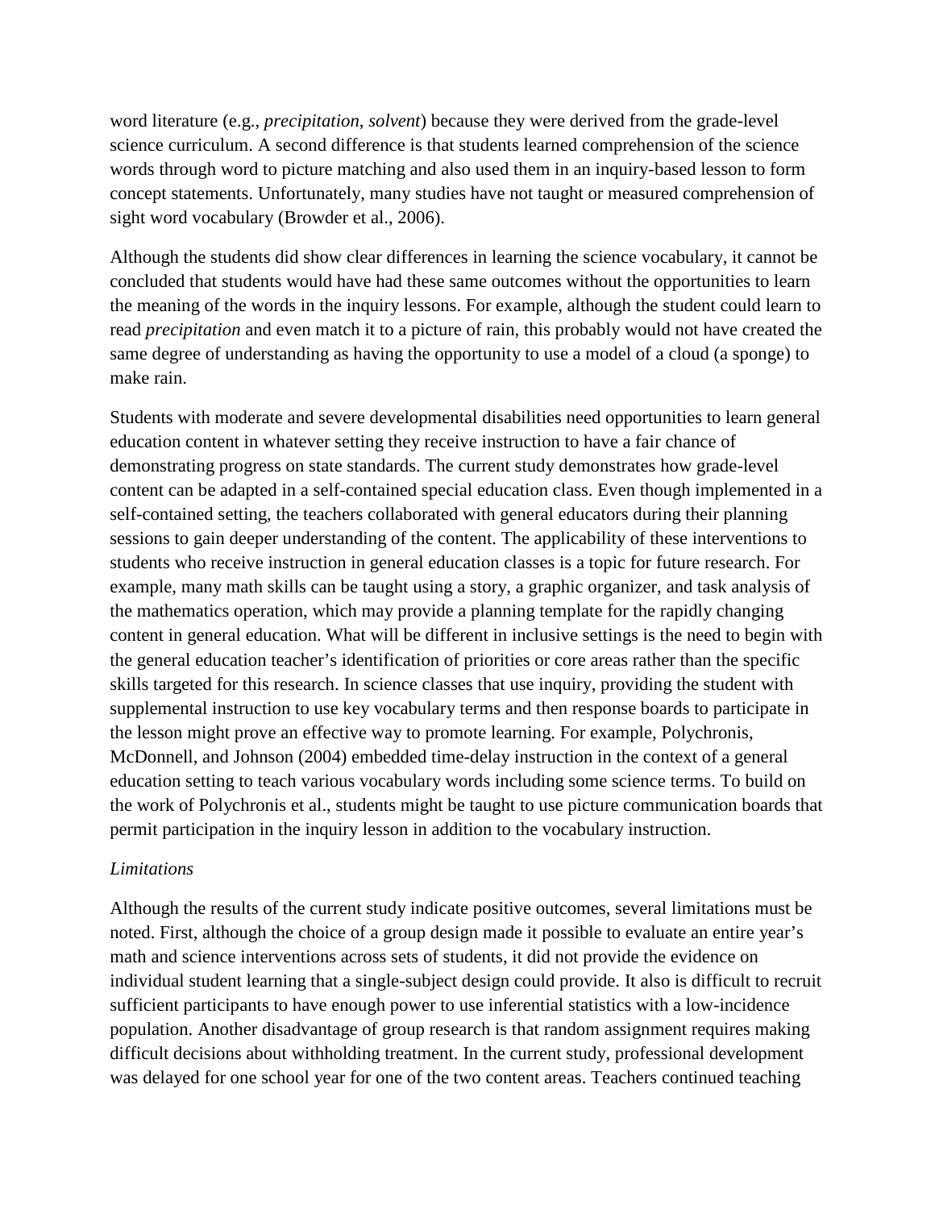word literature (e.g., *precipitation, solvent*) because they were derived from the grade-level science curriculum. A second difference is that students learned comprehension of the science words through word to picture matching and also used them in an inquiry-based lesson to form concept statements. Unfortunately, many studies have not taught or measured comprehension of sight word vocabulary (Browder et al., 2006).

Although the students did show clear differences in learning the science vocabulary, it cannot be concluded that students would have had these same outcomes without the opportunities to learn the meaning of the words in the inquiry lessons. For example, although the student could learn to read *precipitation* and even match it to a picture of rain, this probably would not have created the same degree of understanding as having the opportunity to use a model of a cloud (a sponge) to make rain.

Students with moderate and severe developmental disabilities need opportunities to learn general education content in whatever setting they receive instruction to have a fair chance of demonstrating progress on state standards. The current study demonstrates how grade-level content can be adapted in a self-contained special education class. Even though implemented in a self-contained setting, the teachers collaborated with general educators during their planning sessions to gain deeper understanding of the content. The applicability of these interventions to students who receive instruction in general education classes is a topic for future research. For example, many math skills can be taught using a story, a graphic organizer, and task analysis of the mathematics operation, which may provide a planning template for the rapidly changing content in general education. What will be different in inclusive settings is the need to begin with the general education teacher's identification of priorities or core areas rather than the specific skills targeted for this research. In science classes that use inquiry, providing the student with supplemental instruction to use key vocabulary terms and then response boards to participate in the lesson might prove an effective way to promote learning. For example, Polychronis, McDonnell, and Johnson (2004) embedded time-delay instruction in the context of a general education setting to teach various vocabulary words including some science terms. To build on the work of Polychronis et al., students might be taught to use picture communication boards that permit participation in the inquiry lesson in addition to the vocabulary instruction.

*Limitations*

Although the results of the current study indicate positive outcomes, several limitations must be noted. First, although the choice of a group design made it possible to evaluate an entire year's math and science interventions across sets of students, it did not provide the evidence on individual student learning that a single-subject design could provide. It also is difficult to recruit sufficient participants to have enough power to use inferential statistics with a low-incidence population. Another disadvantage of group research is that random assignment requires making difficult decisions about withholding treatment. In the current study, professional development was delayed for one school year for one of the two content areas. Teachers continued teaching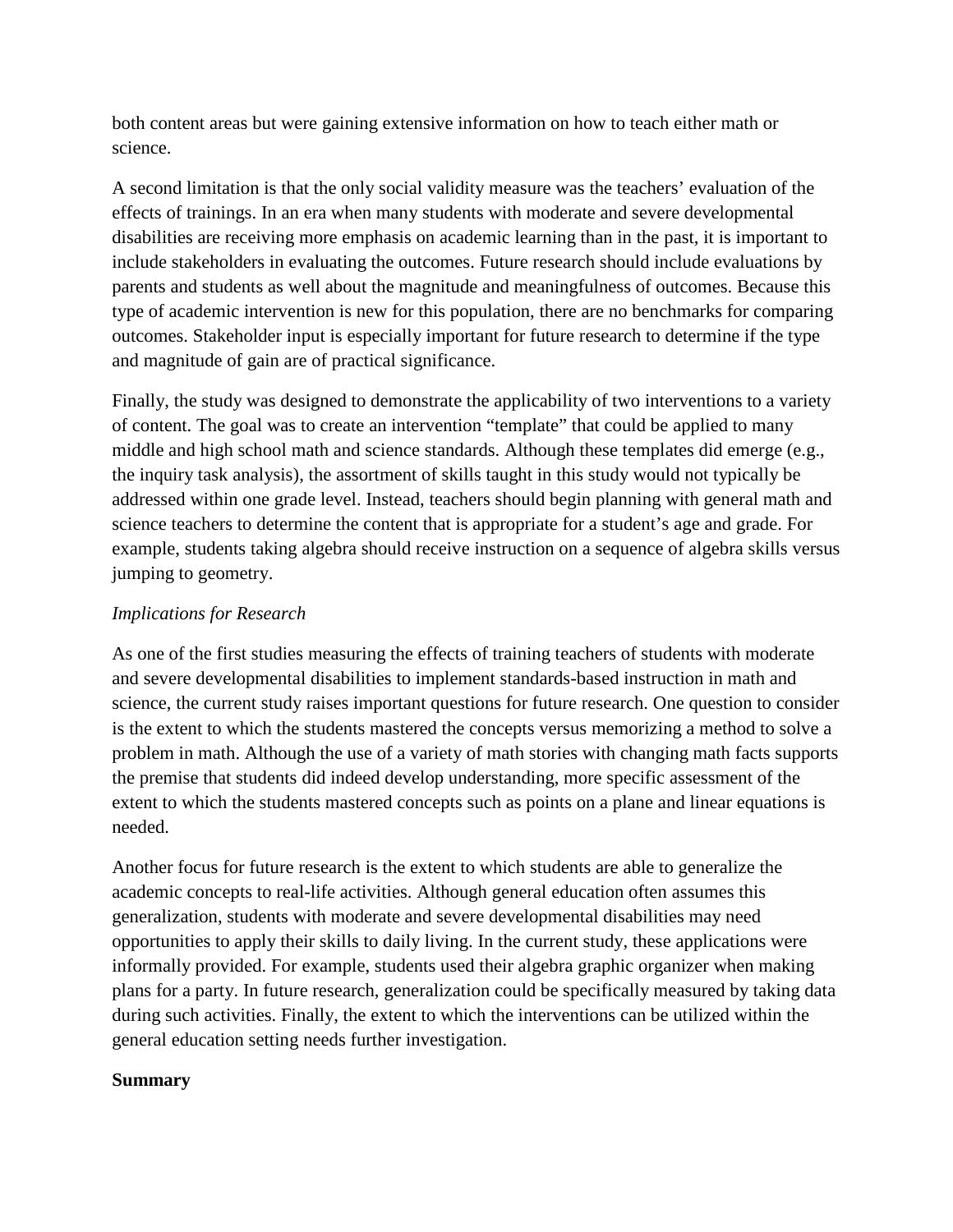both content areas but were gaining extensive information on how to teach either math or science.

A second limitation is that the only social validity measure was the teachers' evaluation of the effects of trainings. In an era when many students with moderate and severe developmental disabilities are receiving more emphasis on academic learning than in the past, it is important to include stakeholders in evaluating the outcomes. Future research should include evaluations by parents and students as well about the magnitude and meaningfulness of outcomes. Because this type of academic intervention is new for this population, there are no benchmarks for comparing outcomes. Stakeholder input is especially important for future research to determine if the type and magnitude of gain are of practical significance.

Finally, the study was designed to demonstrate the applicability of two interventions to a variety of content. The goal was to create an intervention "template" that could be applied to many middle and high school math and science standards. Although these templates did emerge (e.g., the inquiry task analysis), the assortment of skills taught in this study would not typically be addressed within one grade level. Instead, teachers should begin planning with general math and science teachers to determine the content that is appropriate for a student's age and grade. For example, students taking algebra should receive instruction on a sequence of algebra skills versus jumping to geometry.

### *Implications for Research*

As one of the first studies measuring the effects of training teachers of students with moderate and severe developmental disabilities to implement standards-based instruction in math and science, the current study raises important questions for future research. One question to consider is the extent to which the students mastered the concepts versus memorizing a method to solve a problem in math. Although the use of a variety of math stories with changing math facts supports the premise that students did indeed develop understanding, more specific assessment of the extent to which the students mastered concepts such as points on a plane and linear equations is needed.

Another focus for future research is the extent to which students are able to generalize the academic concepts to real-life activities. Although general education often assumes this generalization, students with moderate and severe developmental disabilities may need opportunities to apply their skills to daily living. In the current study, these applications were informally provided. For example, students used their algebra graphic organizer when making plans for a party. In future research, generalization could be specifically measured by taking data during such activities. Finally, the extent to which the interventions can be utilized within the general education setting needs further investigation.

## **Summary**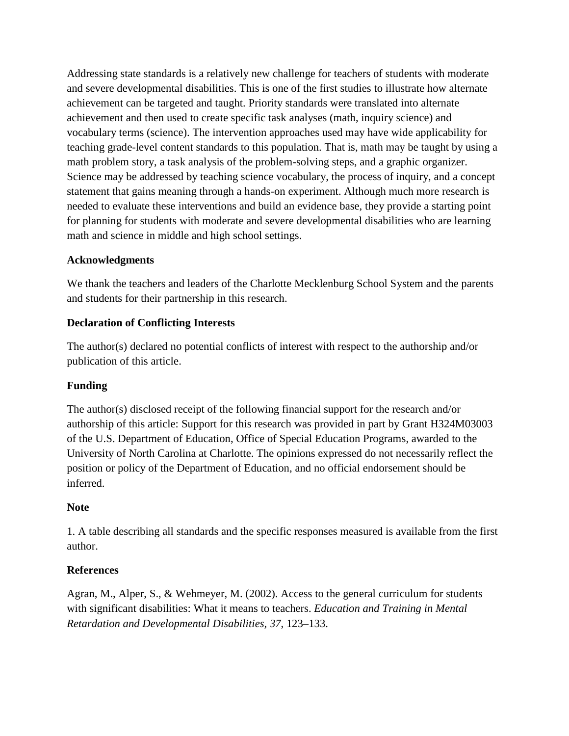Addressing state standards is a relatively new challenge for teachers of students with moderate and severe developmental disabilities. This is one of the first studies to illustrate how alternate achievement can be targeted and taught. Priority standards were translated into alternate achievement and then used to create specific task analyses (math, inquiry science) and vocabulary terms (science). The intervention approaches used may have wide applicability for teaching grade-level content standards to this population. That is, math may be taught by using a math problem story, a task analysis of the problem-solving steps, and a graphic organizer. Science may be addressed by teaching science vocabulary, the process of inquiry, and a concept statement that gains meaning through a hands-on experiment. Although much more research is needed to evaluate these interventions and build an evidence base, they provide a starting point for planning for students with moderate and severe developmental disabilities who are learning math and science in middle and high school settings.

**Acknowledgments**

We thank the teachers and leaders of the Charlotte Mecklenburg School System and the parents and students for their partnership in this research.

**Declaration of Conflicting Interests**

The author(s) declared no potential conflicts of interest with respect to the authorship and/or publication of this article.

**Funding**

The author(s) disclosed receipt of the following financial support for the research and/or authorship of this article: Support for this research was provided in part by Grant H324M03003 of the U.S. Department of Education, Office of Special Education Programs, awarded to the University of North Carolina at Charlotte. The opinions expressed do not necessarily reflect the position or policy of the Department of Education, and no official endorsement should be inferred.

**Note**

1. A table describing all standards and the specific responses measured is available from the first author.

**References**

Agran, M., Alper, S., & Wehmeyer, M. (2002). Access to the general curriculum for students with significant disabilities: What it means to teachers. *Education and Training in Mental Retardation and Developmental Disabilities, 37*, 123–133.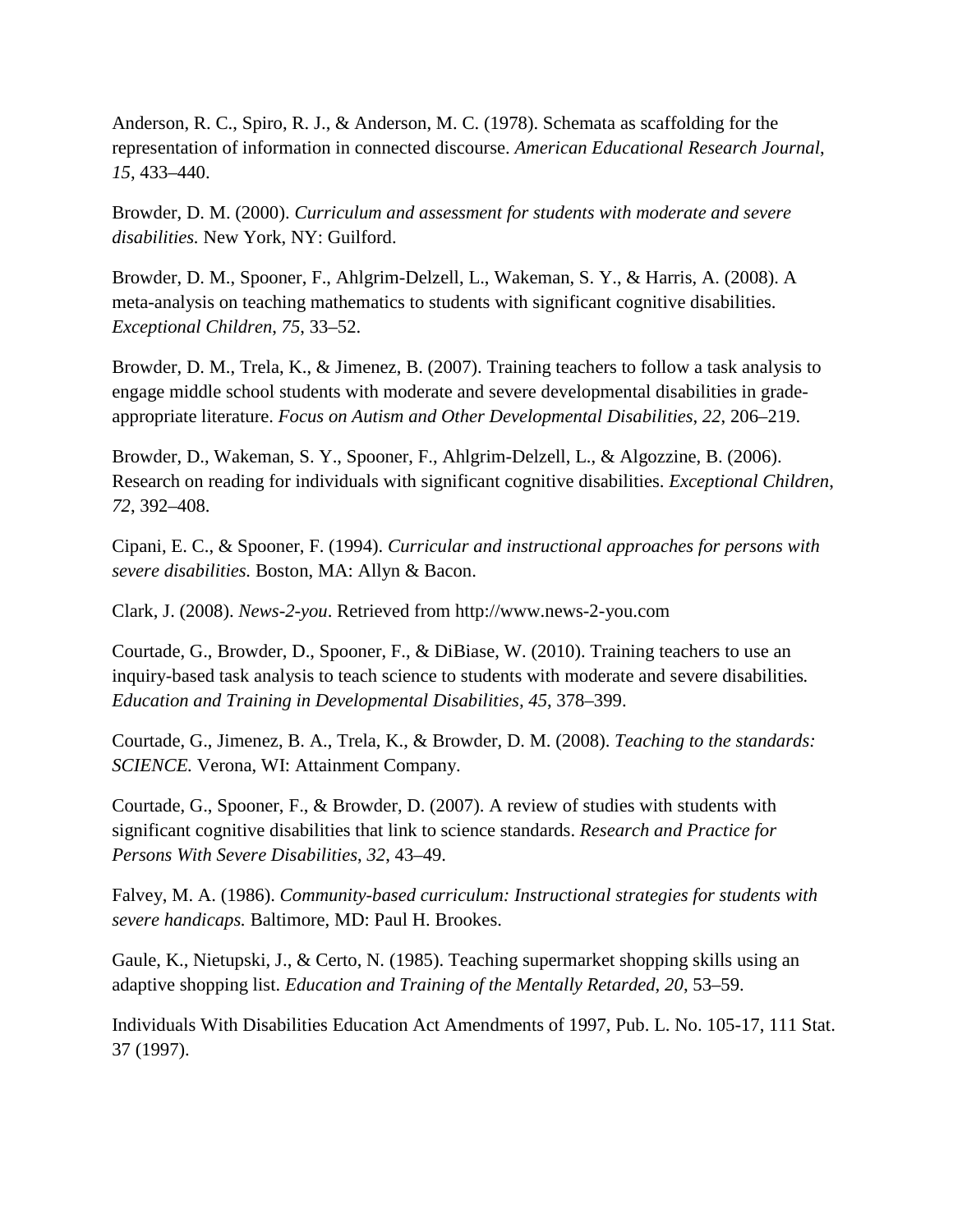Anderson, R. C., Spiro, R. J., & Anderson, M. C. (1978). Schemata as scaffolding for the representation of information in connected discourse. *American Educational Research Journal*, *15*, 433–440.

Browder, D. M. (2000). *Curriculum and assessment for students with moderate and severe disabilities.* New York, NY: Guilford.

Browder, D. M., Spooner, F., Ahlgrim-Delzell, L., Wakeman, S. Y., & Harris, A. (2008). A meta-analysis on teaching mathematics to students with significant cognitive disabilities. *Exceptional Children*, *75*, 33–52.

Browder, D. M., Trela, K., & Jimenez, B. (2007). Training teachers to follow a task analysis to engage middle school students with moderate and severe developmental disabilities in grade-appropriate literature. *Focus on Autism and Other Developmental Disabilities*, *22*, 206–219.

Browder, D., Wakeman, S. Y., Spooner, F., Ahlgrim-Delzell, L., & Algozzine, B. (2006). Research on reading for individuals with significant cognitive disabilities. *Exceptional Children*, *72*, 392–408.

Cipani, E. C., & Spooner, F. (1994). *Curricular and instructional approaches for persons with severe disabilities.* Boston, MA: Allyn & Bacon.

Clark, J. (2008). *News-2-you*. Retrieved from http://www.news-2-you.com

Courtade, G., Browder, D., Spooner, F., & DiBiase, W. (2010). Training teachers to use an inquiry-based task analysis to teach science to students with moderate and severe disabilities. *Education and Training in Developmental Disabilities*, *45*, 378–399.

Courtade, G., Jimenez, B. A., Trela, K., & Browder, D. M. (2008). *Teaching to the standards: SCIENCE.* Verona, WI: Attainment Company.

Courtade, G., Spooner, F., & Browder, D. (2007). A review of studies with students with significant cognitive disabilities that link to science standards. *Research and Practice for Persons With Severe Disabilities*, *32*, 43–49.

Falvey, M. A. (1986). *Community-based curriculum: Instructional strategies for students with severe handicaps.* Baltimore, MD: Paul H. Brookes.

Gaule, K., Nietupski, J., & Certo, N. (1985). Teaching supermarket shopping skills using an adaptive shopping list. *Education and Training of the Mentally Retarded*, *20*, 53–59.

Individuals With Disabilities Education Act Amendments of 1997, Pub. L. No. 105-17, 111 Stat. 37 (1997).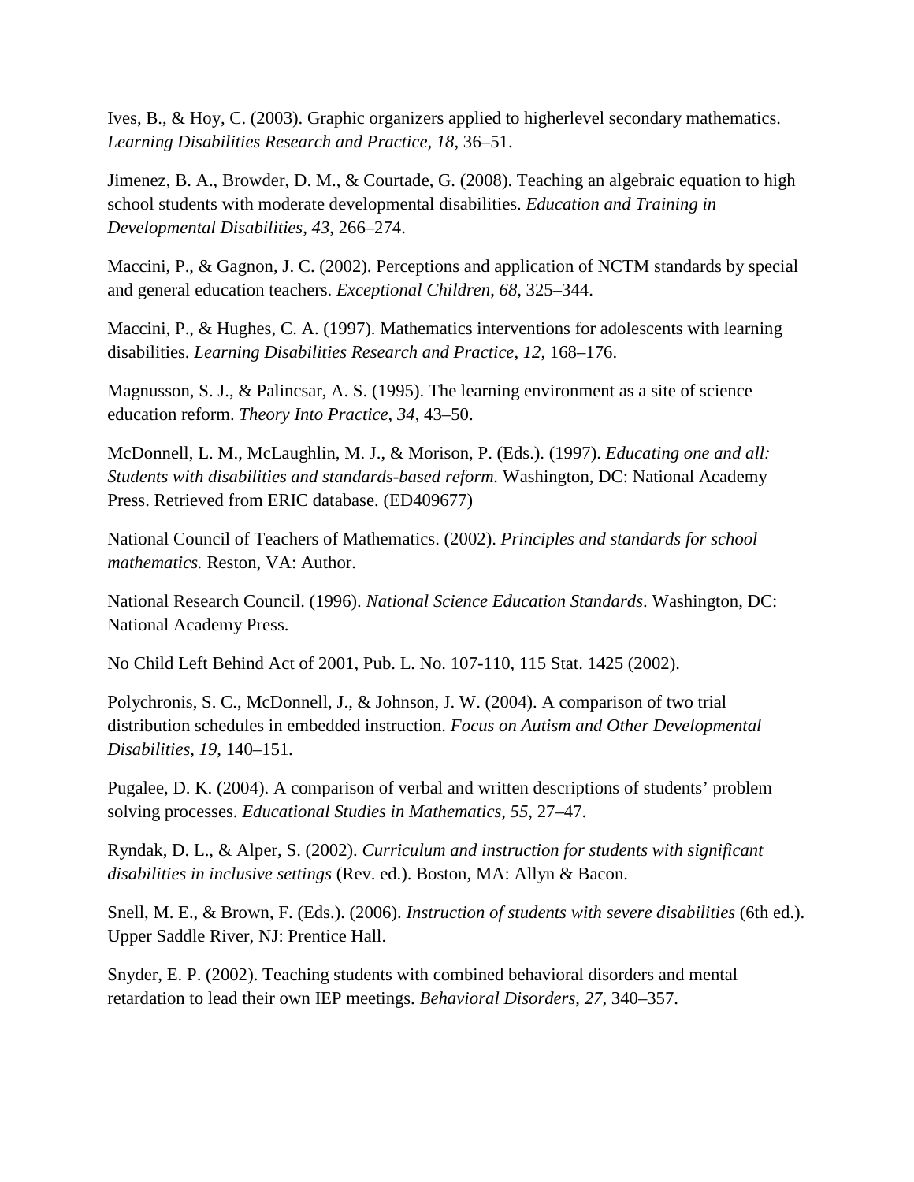Ives, B., & Hoy, C. (2003). Graphic organizers applied to higherlevel secondary mathematics. *Learning Disabilities Research and Practice, 18*, 36–51.

Jimenez, B. A., Browder, D. M., & Courtade, G. (2008). Teaching an algebraic equation to high school students with moderate developmental disabilities. *Education and Training in Developmental Disabilities*, *43*, 266–274.

Maccini, P., & Gagnon, J. C. (2002). Perceptions and application of NCTM standards by special and general education teachers. *Exceptional Children*, *68*, 325–344.

Maccini, P., & Hughes, C. A. (1997). Mathematics interventions for adolescents with learning disabilities. *Learning Disabilities Research and Practice*, *12*, 168–176.

Magnusson, S. J., & Palincsar, A. S. (1995). The learning environment as a site of science education reform. *Theory Into Practice*, *34*, 43–50.

McDonnell, L. M., McLaughlin, M. J., & Morison, P. (Eds.). (1997). *Educating one and all: Students with disabilities and standards-based reform.* Washington, DC: National Academy Press. Retrieved from ERIC database. (ED409677)

National Council of Teachers of Mathematics. (2002). *Principles and standards for school mathematics.* Reston, VA: Author.

National Research Council. (1996). *National Science Education Standards*. Washington, DC: National Academy Press.

No Child Left Behind Act of 2001, Pub. L. No. 107-110, 115 Stat. 1425 (2002).

Polychronis, S. C., McDonnell, J., & Johnson, J. W. (2004). A comparison of two trial distribution schedules in embedded instruction. *Focus on Autism and Other Developmental Disabilities*, *19*, 140–151.

Pugalee, D. K. (2004). A comparison of verbal and written descriptions of students' problem solving processes. *Educational Studies in Mathematics*, *55*, 27–47.

Ryndak, D. L., & Alper, S. (2002). *Curriculum and instruction for students with significant disabilities in inclusive settings* (Rev. ed.). Boston, MA: Allyn & Bacon.

Snell, M. E., & Brown, F. (Eds.). (2006). *Instruction of students with severe disabilities* (6th ed.). Upper Saddle River, NJ: Prentice Hall.

Snyder, E. P. (2002). Teaching students with combined behavioral disorders and mental retardation to lead their own IEP meetings. *Behavioral Disorders*, *27*, 340–357.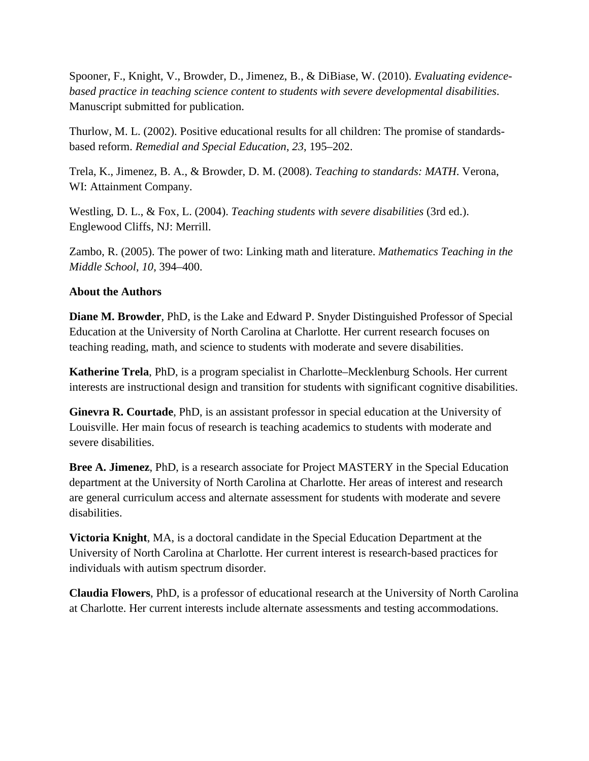Spooner, F., Knight, V., Browder, D., Jimenez, B., & DiBiase, W. (2010). *Evaluating evidence-based practice in teaching science content to students with severe developmental disabilities*. Manuscript submitted for publication.

Thurlow, M. L. (2002). Positive educational results for all children: The promise of standards-based reform. *Remedial and Special Education*, *23*, 195–202.

Trela, K., Jimenez, B. A., & Browder, D. M. (2008). *Teaching to standards: MATH*. Verona, WI: Attainment Company.

Westling, D. L., & Fox, L. (2004). *Teaching students with severe disabilities* (3rd ed.). Englewood Cliffs, NJ: Merrill.

Zambo, R. (2005). The power of two: Linking math and literature. *Mathematics Teaching in the Middle School*, *10*, 394–400.

**About the Authors**

**Diane M. Browder**, PhD, is the Lake and Edward P. Snyder Distinguished Professor of Special Education at the University of North Carolina at Charlotte. Her current research focuses on teaching reading, math, and science to students with moderate and severe disabilities.

**Katherine Trela**, PhD, is a program specialist in Charlotte–Mecklenburg Schools. Her current interests are instructional design and transition for students with significant cognitive disabilities.

**Ginevra R. Courtade**, PhD, is an assistant professor in special education at the University of Louisville. Her main focus of research is teaching academics to students with moderate and severe disabilities.

**Bree A. Jimenez**, PhD, is a research associate for Project MASTERY in the Special Education department at the University of North Carolina at Charlotte. Her areas of interest and research are general curriculum access and alternate assessment for students with moderate and severe disabilities.

**Victoria Knight**, MA, is a doctoral candidate in the Special Education Department at the University of North Carolina at Charlotte. Her current interest is research-based practices for individuals with autism spectrum disorder.

**Claudia Flowers**, PhD, is a professor of educational research at the University of North Carolina at Charlotte. Her current interests include alternate assessments and testing accommodations.